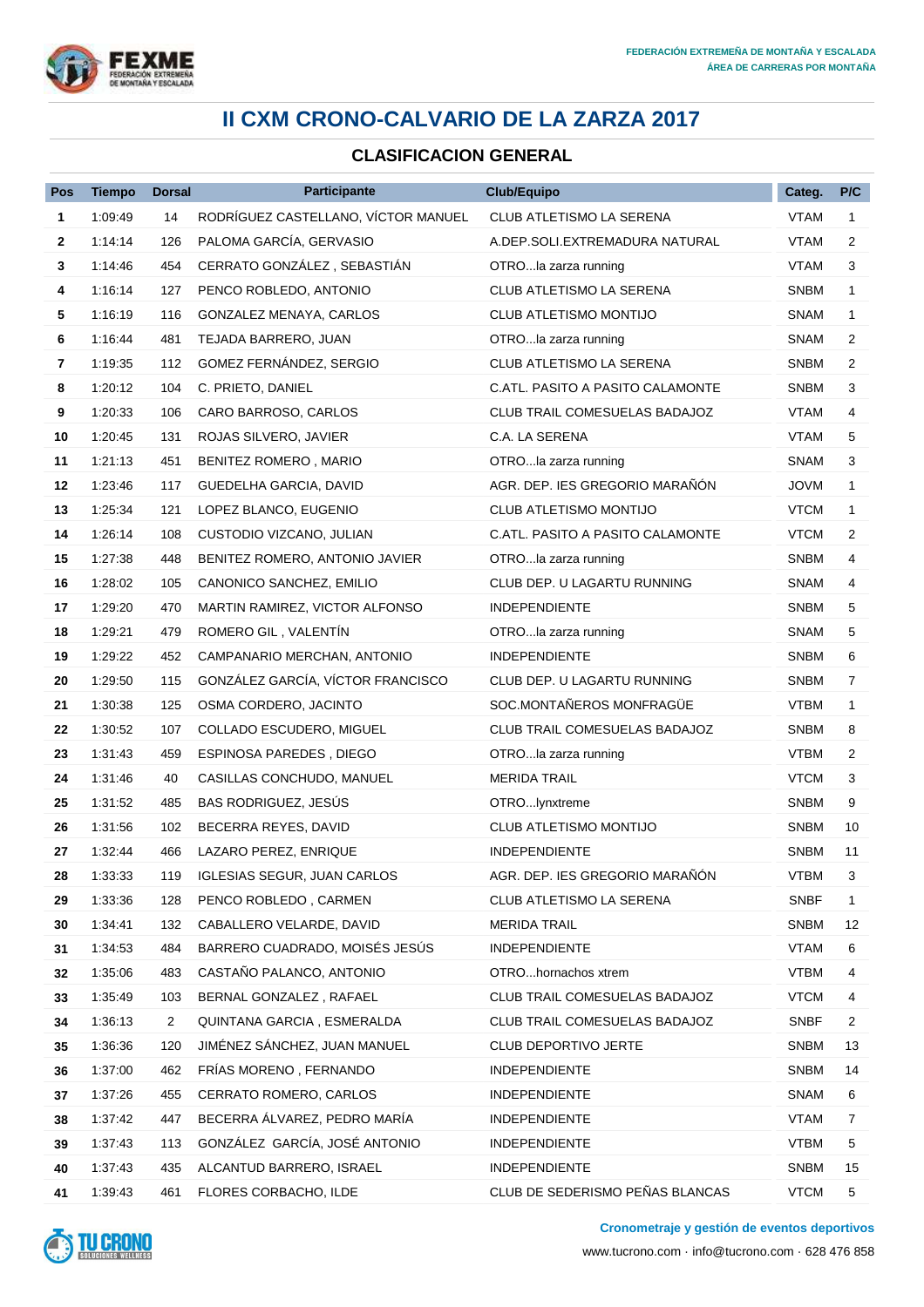FEDERACIÓN EXTREMEÑA DE MONTAÑA Y ESCALADA
ÁREA DE CARRERAS POR MONTAÑA

# II CXM CRONO-CALVARIO DE LA ZARZA 2017

## CLASIFICACION GENERAL

| Pos | Tiempo | Dorsal | Participante | Club/Equipo | Categ. | P/C |
|---|---|---|---|---|---|---|
| 1 | 1:09:49 | 14 | RODRÍGUEZ CASTELLANO, VÍCTOR MANUEL | CLUB ATLETISMO LA SERENA | VTAM | 1 |
| 2 | 1:14:14 | 126 | PALOMA GARCÍA, GERVASIO | A.DEP.SOLI.EXTREMADURA NATURAL | VTAM | 2 |
| 3 | 1:14:46 | 454 | CERRATO GONZÁLEZ , SEBASTIÁN | OTRO...la zarza running | VTAM | 3 |
| 4 | 1:16:14 | 127 | PENCO ROBLEDO, ANTONIO | CLUB ATLETISMO LA SERENA | SNBM | 1 |
| 5 | 1:16:19 | 116 | GONZALEZ MENAYA, CARLOS | CLUB ATLETISMO MONTIJO | SNAM | 1 |
| 6 | 1:16:44 | 481 | TEJADA BARRERO, JUAN | OTRO...la zarza running | SNAM | 2 |
| 7 | 1:19:35 | 112 | GOMEZ FERNÁNDEZ, SERGIO | CLUB ATLETISMO LA SERENA | SNBM | 2 |
| 8 | 1:20:12 | 104 | C. PRIETO, DANIEL | C.ATL. PASITO A PASITO CALAMONTE | SNBM | 3 |
| 9 | 1:20:33 | 106 | CARO BARROSO, CARLOS | CLUB TRAIL COMESUELAS BADAJOZ | VTAM | 4 |
| 10 | 1:20:45 | 131 | ROJAS SILVERO, JAVIER | C.A. LA SERENA | VTAM | 5 |
| 11 | 1:21:13 | 451 | BENITEZ ROMERO , MARIO | OTRO...la zarza running | SNAM | 3 |
| 12 | 1:23:46 | 117 | GUEDELHA GARCIA, DAVID | AGR. DEP. IES GREGORIO MARAÑÓN | JOVM | 1 |
| 13 | 1:25:34 | 121 | LOPEZ BLANCO, EUGENIO | CLUB ATLETISMO MONTIJO | VTCM | 1 |
| 14 | 1:26:14 | 108 | CUSTODIO VIZCANO, JULIAN | C.ATL. PASITO A PASITO CALAMONTE | VTCM | 2 |
| 15 | 1:27:38 | 448 | BENITEZ ROMERO, ANTONIO JAVIER | OTRO...la zarza running | SNBM | 4 |
| 16 | 1:28:02 | 105 | CANONICO SANCHEZ, EMILIO | CLUB DEP. U LAGARTU RUNNING | SNAM | 4 |
| 17 | 1:29:20 | 470 | MARTIN RAMIREZ, VICTOR ALFONSO | INDEPENDIENTE | SNBM | 5 |
| 18 | 1:29:21 | 479 | ROMERO GIL , VALENTÍN | OTRO...la zarza running | SNAM | 5 |
| 19 | 1:29:22 | 452 | CAMPANARIO MERCHAN, ANTONIO | INDEPENDIENTE | SNBM | 6 |
| 20 | 1:29:50 | 115 | GONZÁLEZ GARCÍA, VÍCTOR FRANCISCO | CLUB DEP. U LAGARTU RUNNING | SNBM | 7 |
| 21 | 1:30:38 | 125 | OSMA CORDERO, JACINTO | SOC.MONTAÑEROS MONFRAGÜE | VTBM | 1 |
| 22 | 1:30:52 | 107 | COLLADO ESCUDERO, MIGUEL | CLUB TRAIL COMESUELAS BADAJOZ | SNBM | 8 |
| 23 | 1:31:43 | 459 | ESPINOSA PAREDES , DIEGO | OTRO...la zarza running | VTBM | 2 |
| 24 | 1:31:46 | 40 | CASILLAS CONCHUDO, MANUEL | MERIDA TRAIL | VTCM | 3 |
| 25 | 1:31:52 | 485 | BAS RODRIGUEZ, JESÚS | OTRO...lynxtreme | SNBM | 9 |
| 26 | 1:31:56 | 102 | BECERRA REYES, DAVID | CLUB ATLETISMO MONTIJO | SNBM | 10 |
| 27 | 1:32:44 | 466 | LAZARO PEREZ, ENRIQUE | INDEPENDIENTE | SNBM | 11 |
| 28 | 1:33:33 | 119 | IGLESIAS SEGUR, JUAN CARLOS | AGR. DEP. IES GREGORIO MARAÑÓN | VTBM | 3 |
| 29 | 1:33:36 | 128 | PENCO ROBLEDO , CARMEN | CLUB ATLETISMO LA SERENA | SNBF | 1 |
| 30 | 1:34:41 | 132 | CABALLERO VELARDE, DAVID | MERIDA TRAIL | SNBM | 12 |
| 31 | 1:34:53 | 484 | BARRERO CUADRADO, MOISÉS JESÚS | INDEPENDIENTE | VTAM | 6 |
| 32 | 1:35:06 | 483 | CASTAÑO PALANCO, ANTONIO | OTRO...hornachos xtrem | VTBM | 4 |
| 33 | 1:35:49 | 103 | BERNAL GONZALEZ , RAFAEL | CLUB TRAIL COMESUELAS BADAJOZ | VTCM | 4 |
| 34 | 1:36:13 | 2 | QUINTANA GARCIA , ESMERALDA | CLUB TRAIL COMESUELAS BADAJOZ | SNBF | 2 |
| 35 | 1:36:36 | 120 | JIMÉNEZ SÁNCHEZ, JUAN MANUEL | CLUB DEPORTIVO JERTE | SNBM | 13 |
| 36 | 1:37:00 | 462 | FRÍAS MORENO , FERNANDO | INDEPENDIENTE | SNBM | 14 |
| 37 | 1:37:26 | 455 | CERRATO ROMERO, CARLOS | INDEPENDIENTE | SNAM | 6 |
| 38 | 1:37:42 | 447 | BECERRA ÁLVAREZ, PEDRO MARÍA | INDEPENDIENTE | VTAM | 7 |
| 39 | 1:37:43 | 113 | GONZÁLEZ GARCÍA, JOSÉ ANTONIO | INDEPENDIENTE | VTBM | 5 |
| 40 | 1:37:43 | 435 | ALCANTUD BARRERO, ISRAEL | INDEPENDIENTE | SNBM | 15 |
| 41 | 1:39:43 | 461 | FLORES CORBACHO, ILDE | CLUB DE SEDERISMO PEÑAS BLANCAS | VTCM | 5 |

Cronometraje y gestión de eventos deportivos
www.tucrono.com · info@tucrono.com · 628 476 858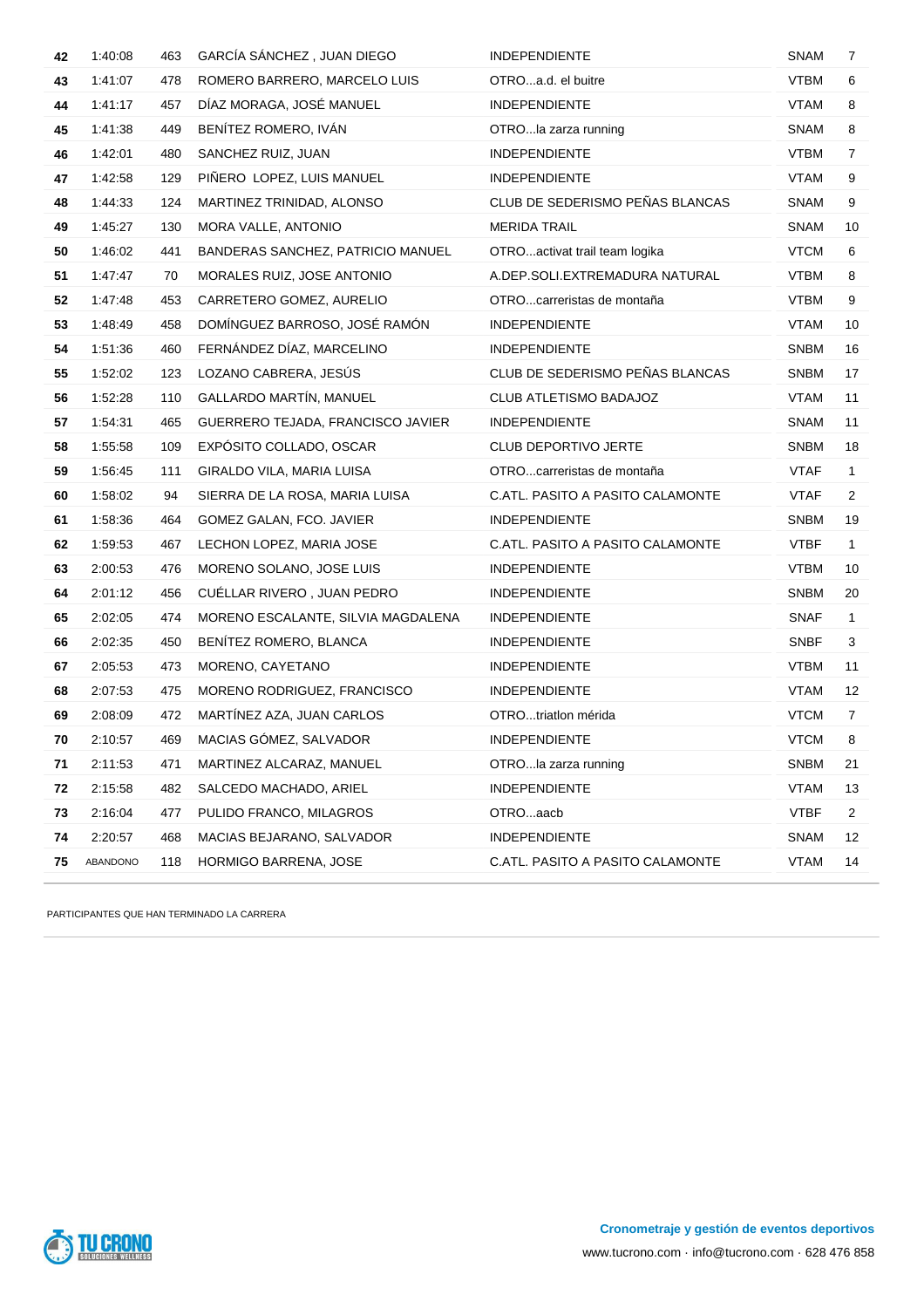| | | | | | | |
|---|---|---|---|---|---|---|
| 42 | 1:40:08 | 463 | GARCÍA SÁNCHEZ , JUAN DIEGO | INDEPENDIENTE | SNAM | 7 |
| 43 | 1:41:07 | 478 | ROMERO BARRERO, MARCELO LUIS | OTRO...a.d. el buitre | VTBM | 6 |
| 44 | 1:41:17 | 457 | DÍAZ MORAGA, JOSÉ MANUEL | INDEPENDIENTE | VTAM | 8 |
| 45 | 1:41:38 | 449 | BENÍTEZ ROMERO, IVÁN | OTRO...la zarza running | SNAM | 8 |
| 46 | 1:42:01 | 480 | SANCHEZ RUIZ, JUAN | INDEPENDIENTE | VTBM | 7 |
| 47 | 1:42:58 | 129 | PIÑERO LOPEZ, LUIS MANUEL | INDEPENDIENTE | VTAM | 9 |
| 48 | 1:44:33 | 124 | MARTINEZ TRINIDAD, ALONSO | CLUB DE SEDERISMO PEÑAS BLANCAS | SNAM | 9 |
| 49 | 1:45:27 | 130 | MORA VALLE, ANTONIO | MERIDA TRAIL | SNAM | 10 |
| 50 | 1:46:02 | 441 | BANDERAS SANCHEZ, PATRICIO MANUEL | OTRO...activat trail team logika | VTCM | 6 |
| 51 | 1:47:47 | 70 | MORALES RUIZ, JOSE ANTONIO | A.DEP.SOLI.EXTREMADURA NATURAL | VTBM | 8 |
| 52 | 1:47:48 | 453 | CARRETERO GOMEZ, AURELIO | OTRO...carreristas de montaña | VTBM | 9 |
| 53 | 1:48:49 | 458 | DOMÍNGUEZ BARROSO, JOSÉ RAMÓN | INDEPENDIENTE | VTAM | 10 |
| 54 | 1:51:36 | 460 | FERNÁNDEZ DÍAZ, MARCELINO | INDEPENDIENTE | SNBM | 16 |
| 55 | 1:52:02 | 123 | LOZANO CABRERA, JESÚS | CLUB DE SEDERISMO PEÑAS BLANCAS | SNBM | 17 |
| 56 | 1:52:28 | 110 | GALLARDO MARTÍN, MANUEL | CLUB ATLETISMO BADAJOZ | VTAM | 11 |
| 57 | 1:54:31 | 465 | GUERRERO TEJADA, FRANCISCO JAVIER | INDEPENDIENTE | SNAM | 11 |
| 58 | 1:55:58 | 109 | EXPÓSITO COLLADO, OSCAR | CLUB DEPORTIVO JERTE | SNBM | 18 |
| 59 | 1:56:45 | 111 | GIRALDO VILA, MARIA LUISA | OTRO...carreristas de montaña | VTAF | 1 |
| 60 | 1:58:02 | 94 | SIERRA DE LA ROSA, MARIA LUISA | C.ATL. PASITO A PASITO CALAMONTE | VTAF | 2 |
| 61 | 1:58:36 | 464 | GOMEZ GALAN, FCO. JAVIER | INDEPENDIENTE | SNBM | 19 |
| 62 | 1:59:53 | 467 | LECHON LOPEZ, MARIA JOSE | C.ATL. PASITO A PASITO CALAMONTE | VTBF | 1 |
| 63 | 2:00:53 | 476 | MORENO SOLANO, JOSE LUIS | INDEPENDIENTE | VTBM | 10 |
| 64 | 2:01:12 | 456 | CUÉLLAR RIVERO , JUAN PEDRO | INDEPENDIENTE | SNBM | 20 |
| 65 | 2:02:05 | 474 | MORENO ESCALANTE, SILVIA MAGDALENA | INDEPENDIENTE | SNAF | 1 |
| 66 | 2:02:35 | 450 | BENÍTEZ ROMERO, BLANCA | INDEPENDIENTE | SNBF | 3 |
| 67 | 2:05:53 | 473 | MORENO, CAYETANO | INDEPENDIENTE | VTBM | 11 |
| 68 | 2:07:53 | 475 | MORENO RODRIGUEZ, FRANCISCO | INDEPENDIENTE | VTAM | 12 |
| 69 | 2:08:09 | 472 | MARTÍNEZ AZA, JUAN CARLOS | OTRO...triatlon mérida | VTCM | 7 |
| 70 | 2:10:57 | 469 | MACIAS GÓMEZ, SALVADOR | INDEPENDIENTE | VTCM | 8 |
| 71 | 2:11:53 | 471 | MARTINEZ ALCARAZ, MANUEL | OTRO...la zarza running | SNBM | 21 |
| 72 | 2:15:58 | 482 | SALCEDO MACHADO, ARIEL | INDEPENDIENTE | VTAM | 13 |
| 73 | 2:16:04 | 477 | PULIDO FRANCO, MILAGROS | OTRO...aacb | VTBF | 2 |
| 74 | 2:20:57 | 468 | MACIAS BEJARANO, SALVADOR | INDEPENDIENTE | SNAM | 12 |
| 75 | ABANDONO | 118 | HORMIGO BARRENA, JOSE | C.ATL. PASITO A PASITO CALAMONTE | VTAM | 14 |

PARTICIPANTES QUE HAN TERMINADO LA CARRERA

**Cronometraje y gestión de eventos deportivos**

www.tucrono.com · info@tucrono.com · 628 476 858